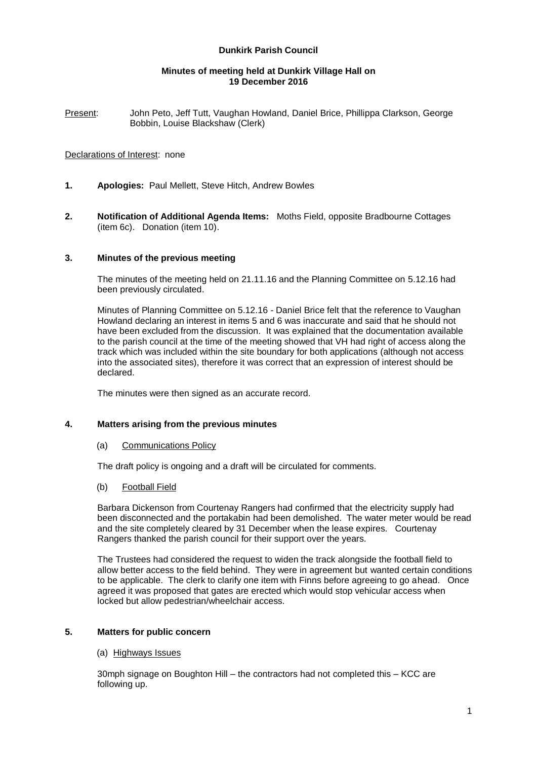**Dunkirk Parish Council**

**Minutes of meeting held at Dunkirk Village Hall on 19 December 2016**

Present: John Peto, Jeff Tutt, Vaughan Howland, Daniel Brice, Phillippa Clarkson, George Bobbin, Louise Blackshaw (Clerk)

Declarations of Interest: none

**1. Apologies:** Paul Mellett, Steve Hitch, Andrew Bowles

**2. Notification of Additional Agenda Items:** Moths Field, opposite Bradbourne Cottages (item 6c). Donation (item 10).

**3. Minutes of the previous meeting**

The minutes of the meeting held on 21.11.16 and the Planning Committee on 5.12.16 had been previously circulated.

Minutes of Planning Committee on 5.12.16 - Daniel Brice felt that the reference to Vaughan Howland declaring an interest in items 5 and 6 was inaccurate and said that he should not have been excluded from the discussion. It was explained that the documentation available to the parish council at the time of the meeting showed that VH had right of access along the track which was included within the site boundary for both applications (although not access into the associated sites), therefore it was correct that an expression of interest should be declared.

The minutes were then signed as an accurate record.

**4. Matters arising from the previous minutes**

(a) Communications Policy

The draft policy is ongoing and a draft will be circulated for comments.

(b) Football Field

Barbara Dickenson from Courtenay Rangers had confirmed that the electricity supply had been disconnected and the portakabin had been demolished. The water meter would be read and the site completely cleared by 31 December when the lease expires. Courtenay Rangers thanked the parish council for their support over the years.

The Trustees had considered the request to widen the track alongside the football field to allow better access to the field behind. They were in agreement but wanted certain conditions to be applicable. The clerk to clarify one item with Finns before agreeing to go ahead. Once agreed it was proposed that gates are erected which would stop vehicular access when locked but allow pedestrian/wheelchair access.

**5. Matters for public concern**

(a) Highways Issues

30mph signage on Boughton Hill – the contractors had not completed this – KCC are following up.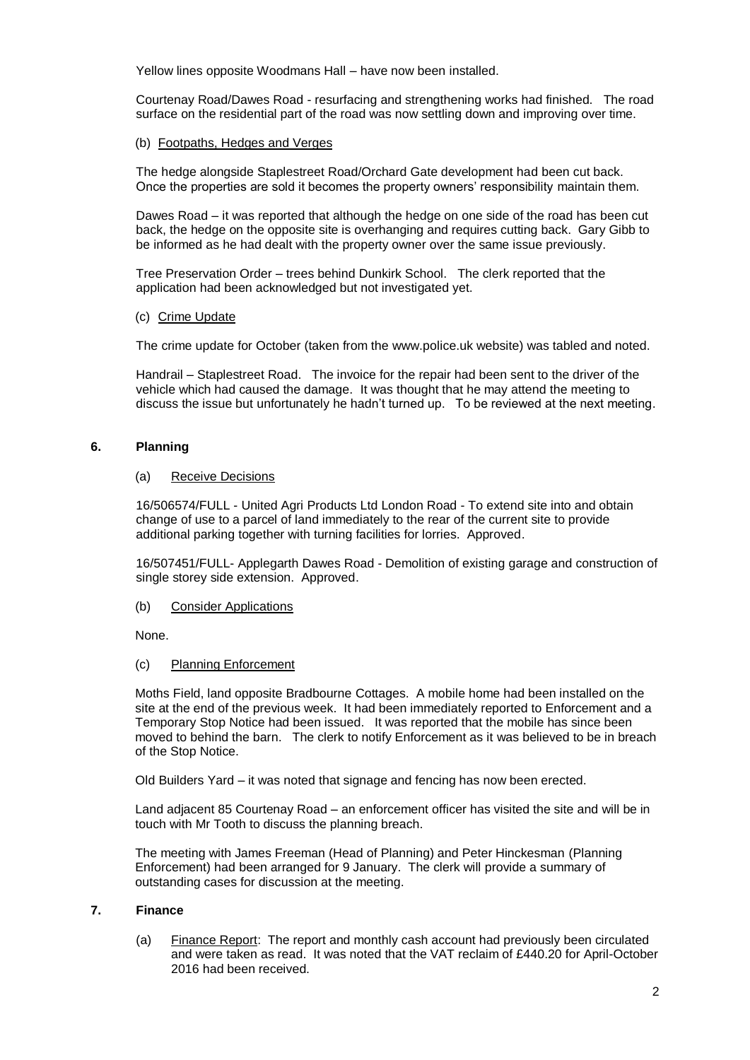Yellow lines opposite Woodmans Hall – have now been installed.

Courtenay Road/Dawes Road - resurfacing and strengthening works had finished. The road surface on the residential part of the road was now settling down and improving over time.

(b) Footpaths, Hedges and Verges

The hedge alongside Staplestreet Road/Orchard Gate development had been cut back. Once the properties are sold it becomes the property owners' responsibility maintain them.

Dawes Road – it was reported that although the hedge on one side of the road has been cut back, the hedge on the opposite site is overhanging and requires cutting back. Gary Gibb to be informed as he had dealt with the property owner over the same issue previously.

Tree Preservation Order – trees behind Dunkirk School. The clerk reported that the application had been acknowledged but not investigated yet.

(c) Crime Update

The crime update for October (taken from the www.police.uk website) was tabled and noted.

Handrail – Staplestreet Road. The invoice for the repair had been sent to the driver of the vehicle which had caused the damage. It was thought that he may attend the meeting to discuss the issue but unfortunately he hadn't turned up. To be reviewed at the next meeting.

## 6. Planning

(a) Receive Decisions

16/506574/FULL - United Agri Products Ltd London Road - To extend site into and obtain change of use to a parcel of land immediately to the rear of the current site to provide additional parking together with turning facilities for lorries. Approved.

16/507451/FULL- Applegarth Dawes Road - Demolition of existing garage and construction of single storey side extension. Approved.

(b) Consider Applications

None.

(c) Planning Enforcement

Moths Field, land opposite Bradbourne Cottages. A mobile home had been installed on the site at the end of the previous week. It had been immediately reported to Enforcement and a Temporary Stop Notice had been issued. It was reported that the mobile has since been moved to behind the barn. The clerk to notify Enforcement as it was believed to be in breach of the Stop Notice.

Old Builders Yard – it was noted that signage and fencing has now been erected.

Land adjacent 85 Courtenay Road – an enforcement officer has visited the site and will be in touch with Mr Tooth to discuss the planning breach.

The meeting with James Freeman (Head of Planning) and Peter Hinckesman (Planning Enforcement) had been arranged for 9 January. The clerk will provide a summary of outstanding cases for discussion at the meeting.

## 7. Finance

(a) Finance Report: The report and monthly cash account had previously been circulated and were taken as read. It was noted that the VAT reclaim of £440.20 for April-October 2016 had been received.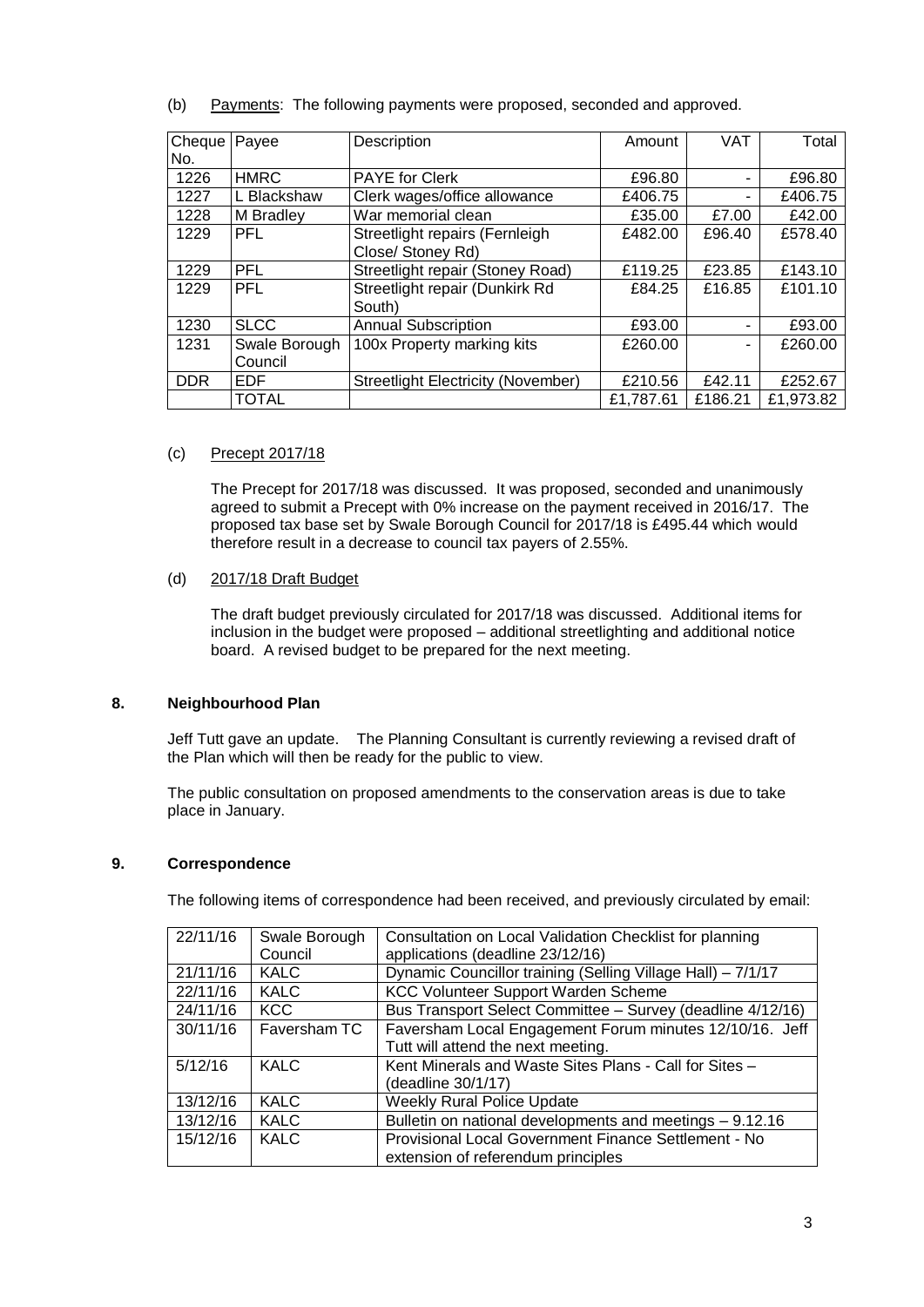(b) Payments: The following payments were proposed, seconded and approved.

| Cheque No. | Payee | Description | Amount | VAT | Total |
|---|---|---|---|---|---|
| 1226 | HMRC | PAYE for Clerk | £96.80 | - | £96.80 |
| 1227 | L Blackshaw | Clerk wages/office allowance | £406.75 | - | £406.75 |
| 1228 | M Bradley | War memorial clean | £35.00 | £7.00 | £42.00 |
| 1229 | PFL | Streetlight repairs (Fernleigh Close/ Stoney Rd) | £482.00 | £96.40 | £578.40 |
| 1229 | PFL | Streetlight repair (Stoney Road) | £119.25 | £23.85 | £143.10 |
| 1229 | PFL | Streetlight repair (Dunkirk Rd South) | £84.25 | £16.85 | £101.10 |
| 1230 | SLCC | Annual Subscription | £93.00 | - | £93.00 |
| 1231 | Swale Borough Council | 100x Property marking kits | £260.00 | - | £260.00 |
| DDR | EDF | Streetlight Electricity (November) | £210.56 | £42.11 | £252.67 |
| | TOTAL | | £1,787.61 | £186.21 | £1,973.82 |

(c) Precept 2017/18

The Precept for 2017/18 was discussed. It was proposed, seconded and unanimously agreed to submit a Precept with 0% increase on the payment received in 2016/17. The proposed tax base set by Swale Borough Council for 2017/18 is £495.44 which would therefore result in a decrease to council tax payers of 2.55%.

(d) 2017/18 Draft Budget

The draft budget previously circulated for 2017/18 was discussed. Additional items for inclusion in the budget were proposed – additional streetlighting and additional notice board. A revised budget to be prepared for the next meeting.

## 8. Neighbourhood Plan

Jeff Tutt gave an update. The Planning Consultant is currently reviewing a revised draft of the Plan which will then be ready for the public to view.

The public consultation on proposed amendments to the conservation areas is due to take place in January.

## 9. Correspondence

The following items of correspondence had been received, and previously circulated by email:

| Date | From | Subject |
|---|---|---|
| 22/11/16 | Swale Borough Council | Consultation on Local Validation Checklist for planning applications (deadline 23/12/16) |
| 21/11/16 | KALC | Dynamic Councillor training (Selling Village Hall) – 7/1/17 |
| 22/11/16 | KALC | KCC Volunteer Support Warden Scheme |
| 24/11/16 | KCC | Bus Transport Select Committee – Survey (deadline 4/12/16) |
| 30/11/16 | Faversham TC | Faversham Local Engagement Forum minutes 12/10/16. Jeff Tutt will attend the next meeting. |
| 5/12/16 | KALC | Kent Minerals and Waste Sites Plans - Call for Sites – (deadline 30/1/17) |
| 13/12/16 | KALC | Weekly Rural Police Update |
| 13/12/16 | KALC | Bulletin on national developments and meetings – 9.12.16 |
| 15/12/16 | KALC | Provisional Local Government Finance Settlement - No extension of referendum principles |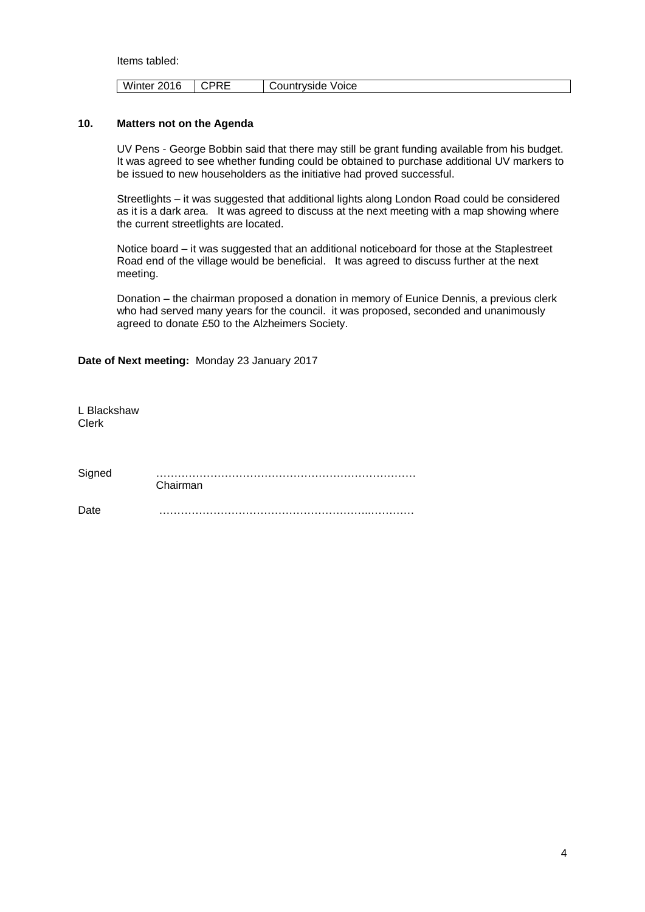Items tabled:

| | | |
|---|---|---|
| Winter 2016 | CPRE | Countryside Voice |

## 10. Matters not on the Agenda

UV Pens - George Bobbin said that there may still be grant funding available from his budget. It was agreed to see whether funding could be obtained to purchase additional UV markers to be issued to new householders as the initiative had proved successful.

Streetlights – it was suggested that additional lights along London Road could be considered as it is a dark area. It was agreed to discuss at the next meeting with a map showing where the current streetlights are located.

Notice board – it was suggested that an additional noticeboard for those at the Staplestreet Road end of the village would be beneficial. It was agreed to discuss further at the next meeting.

Donation – the chairman proposed a donation in memory of Eunice Dennis, a previous clerk who had served many years for the council. it was proposed, seconded and unanimously agreed to donate £50 to the Alzheimers Society.

**Date of Next meeting:** Monday 23 January 2017

L Blackshaw
Clerk

Signed ……………………………………………………………
Chairman

Date ……………………………………………………..…………